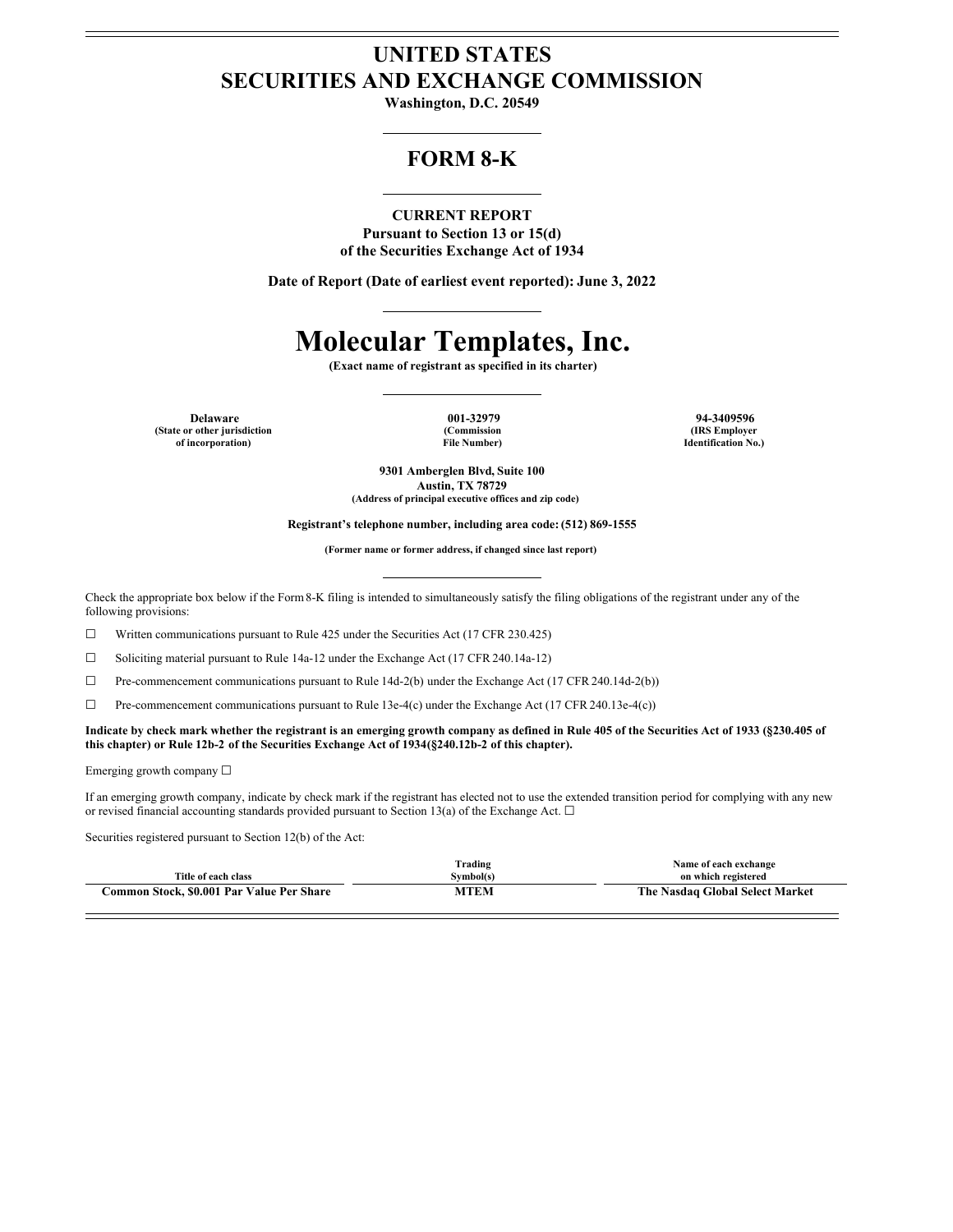# UNITED STATES
# SECURITIES AND EXCHANGE COMMISSION

**Washington, D.C. 20549**

## FORM 8-K

**CURRENT REPORT**
**Pursuant to Section 13 or 15(d)**
**of the Securities Exchange Act of 1934**

**Date of Report (Date of earliest event reported): June 3, 2022**

# Molecular Templates, Inc.

**(Exact name of registrant as specified in its charter)**

| Delaware | 001-32979 | 94-3409596 |
|---|---|---|
| (State or other jurisdiction of incorporation) | (Commission File Number) | (IRS Employer Identification No.) |

**9301 Amberglen Blvd, Suite 100**
**Austin, TX 78729**
**(Address of principal executive offices and zip code)**

**Registrant's telephone number, including area code: (512) 869-1555**

**(Former name or former address, if changed since last report)**

Check the appropriate box below if the Form 8-K filing is intended to simultaneously satisfy the filing obligations of the registrant under any of the following provisions:

☐ Written communications pursuant to Rule 425 under the Securities Act (17 CFR 230.425)

☐ Soliciting material pursuant to Rule 14a-12 under the Exchange Act (17 CFR 240.14a-12)

☐ Pre-commencement communications pursuant to Rule 14d-2(b) under the Exchange Act (17 CFR 240.14d-2(b))

☐ Pre-commencement communications pursuant to Rule 13e-4(c) under the Exchange Act (17 CFR 240.13e-4(c))

**Indicate by check mark whether the registrant is an emerging growth company as defined in Rule 405 of the Securities Act of 1933 (§230.405 of this chapter) or Rule 12b-2 of the Securities Exchange Act of 1934(§240.12b-2 of this chapter).**

Emerging growth company ☐

If an emerging growth company, indicate by check mark if the registrant has elected not to use the extended transition period for complying with any new or revised financial accounting standards provided pursuant to Section 13(a) of the Exchange Act. ☐

Securities registered pursuant to Section 12(b) of the Act:

| Title of each class | Trading Symbol(s) | Name of each exchange on which registered |
|---|---|---|
| **Common Stock, $0.001 Par Value Per Share** | **MTEM** | **The Nasdaq Global Select Market** |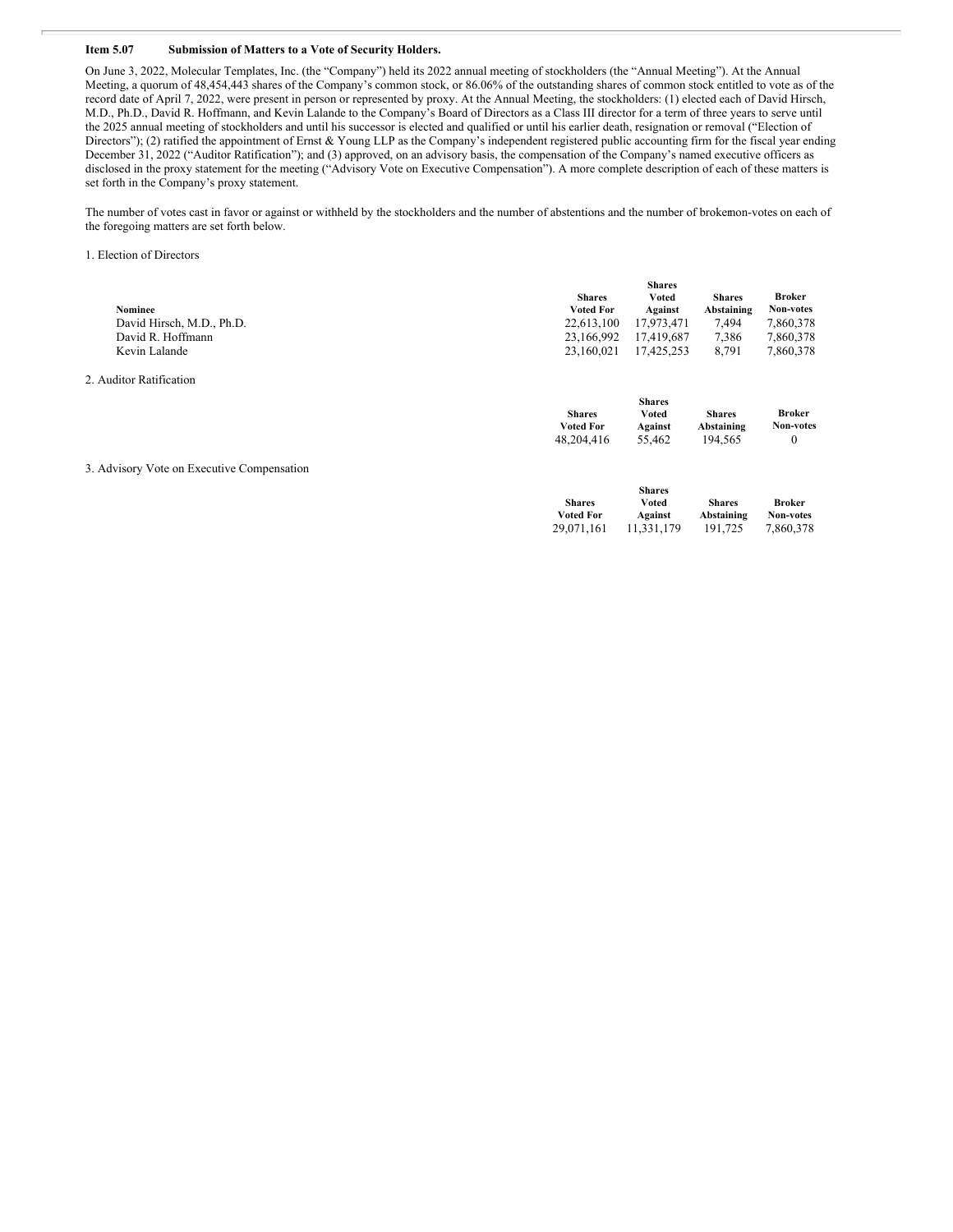**Item 5.07 Submission of Matters to a Vote of Security Holders.**

On June 3, 2022, Molecular Templates, Inc. (the "Company") held its 2022 annual meeting of stockholders (the "Annual Meeting"). At the Annual Meeting, a quorum of 48,454,443 shares of the Company's common stock, or 86.06% of the outstanding shares of common stock entitled to vote as of the record date of April 7, 2022, were present in person or represented by proxy. At the Annual Meeting, the stockholders: (1) elected each of David Hirsch, M.D., Ph.D., David R. Hoffmann, and Kevin Lalande to the Company's Board of Directors as a Class III director for a term of three years to serve until the 2025 annual meeting of stockholders and until his successor is elected and qualified or until his earlier death, resignation or removal ("Election of Directors"); (2) ratified the appointment of Ernst & Young LLP as the Company's independent registered public accounting firm for the fiscal year ending December 31, 2022 ("Auditor Ratification"); and (3) approved, on an advisory basis, the compensation of the Company's named executive officers as disclosed in the proxy statement for the meeting ("Advisory Vote on Executive Compensation"). A more complete description of each of these matters is set forth in the Company's proxy statement.

The number of votes cast in favor or against or withheld by the stockholders and the number of abstentions and the number of brokernon-votes on each of the foregoing matters are set forth below.

1. Election of Directors

| Nominee | Shares Voted For | Shares Voted Against | Shares Abstaining | Broker Non-votes |
|---|---|---|---|---|
| David Hirsch, M.D., Ph.D. | 22,613,100 | 17,973,471 | 7,494 | 7,860,378 |
| David R. Hoffmann | 23,166,992 | 17,419,687 | 7,386 | 7,860,378 |
| Kevin Lalande | 23,160,021 | 17,425,253 | 8,791 | 7,860,378 |

2. Auditor Ratification

| Shares Voted For | Shares Voted Against | Shares Abstaining | Broker Non-votes |
|---|---|---|---|
| 48,204,416 | 55,462 | 194,565 | 0 |

3. Advisory Vote on Executive Compensation

| Shares Voted For | Shares Voted Against | Shares Abstaining | Broker Non-votes |
|---|---|---|---|
| 29,071,161 | 11,331,179 | 191,725 | 7,860,378 |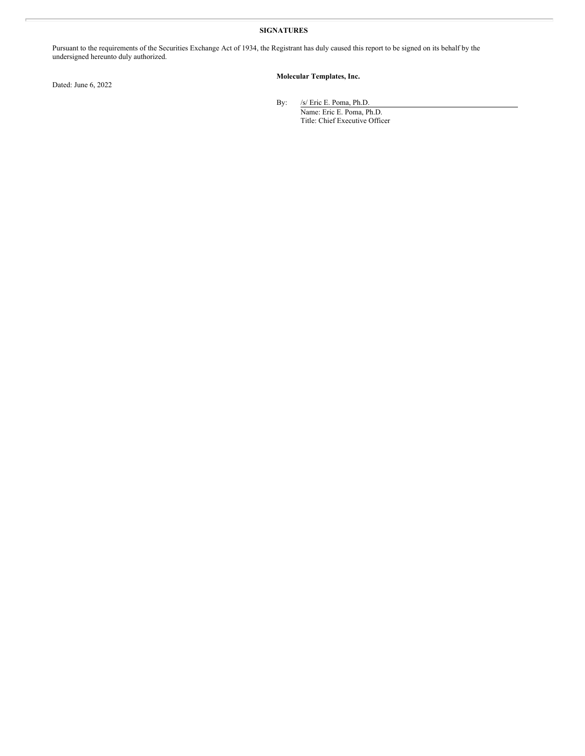**SIGNATURES**

Pursuant to the requirements of the Securities Exchange Act of 1934, the Registrant has duly caused this report to be signed on its behalf by the undersigned hereunto duly authorized.

Dated: June 6, 2022

**Molecular Templates, Inc.**

By: /s/ Eric E. Poma, Ph.D.
Name: Eric E. Poma, Ph.D.
Title: Chief Executive Officer